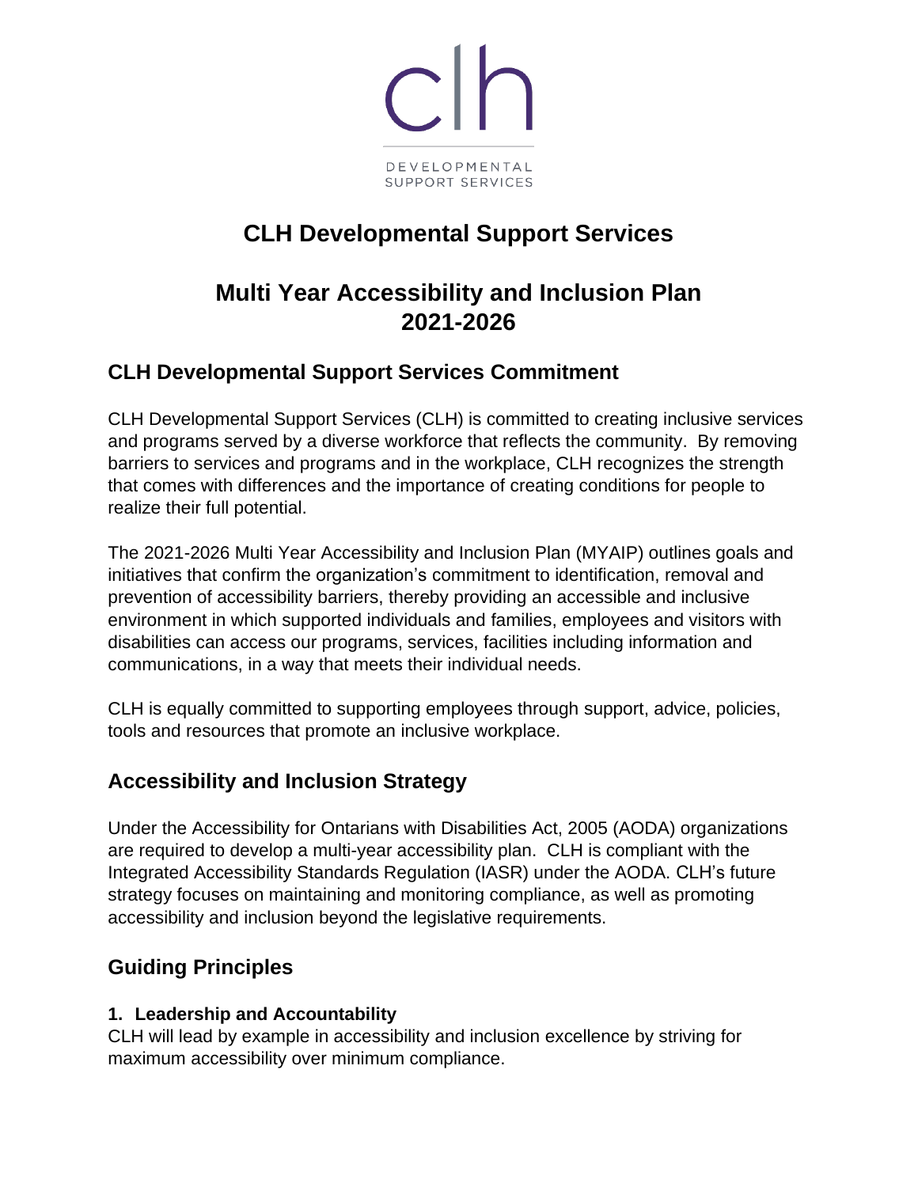clh

DEVELOPMENTAL SUPPORT SERVICES

# CLH Developmental Support Services

# Multi Year Accessibility and Inclusion Plan 2021-2026

## CLH Developmental Support Services Commitment

CLH Developmental Support Services (CLH) is committed to creating inclusive services and programs served by a diverse workforce that reflects the community. By removing barriers to services and programs and in the workplace, CLH recognizes the strength that comes with differences and the importance of creating conditions for people to realize their full potential.

The 2021-2026 Multi Year Accessibility and Inclusion Plan (MYAIP) outlines goals and initiatives that confirm the organization's commitment to identification, removal and prevention of accessibility barriers, thereby providing an accessible and inclusive environment in which supported individuals and families, employees and visitors with disabilities can access our programs, services, facilities including information and communications, in a way that meets their individual needs.

CLH is equally committed to supporting employees through support, advice, policies, tools and resources that promote an inclusive workplace.

## Accessibility and Inclusion Strategy

Under the Accessibility for Ontarians with Disabilities Act, 2005 (AODA) organizations are required to develop a multi-year accessibility plan. CLH is compliant with the Integrated Accessibility Standards Regulation (IASR) under the AODA. CLH's future strategy focuses on maintaining and monitoring compliance, as well as promoting accessibility and inclusion beyond the legislative requirements.

## Guiding Principles

### 1. Leadership and Accountability

CLH will lead by example in accessibility and inclusion excellence by striving for maximum accessibility over minimum compliance.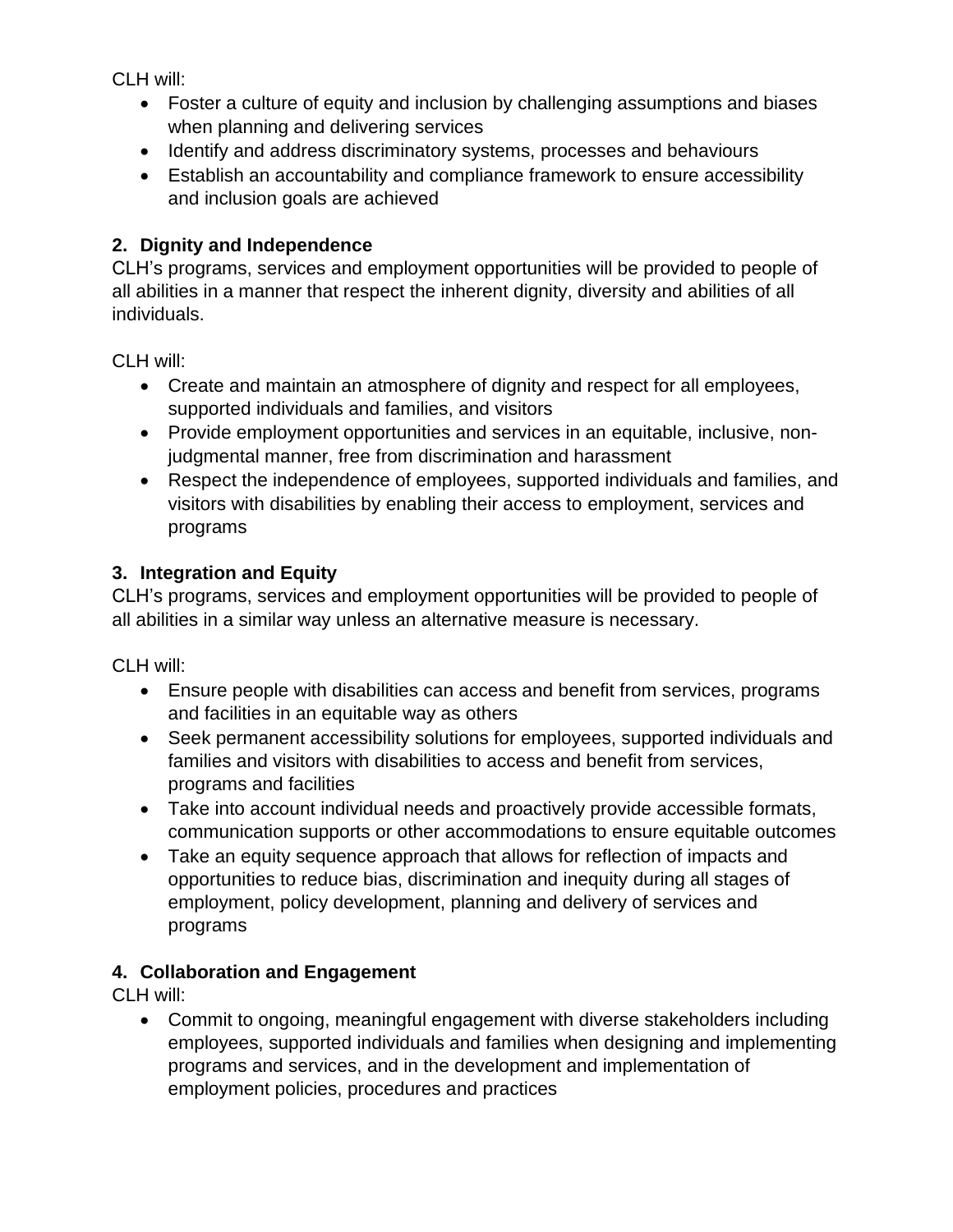CLH will:

- Foster a culture of equity and inclusion by challenging assumptions and biases when planning and delivering services
- Identify and address discriminatory systems, processes and behaviours
- Establish an accountability and compliance framework to ensure accessibility and inclusion goals are achieved

**2. Dignity and Independence**

CLH's programs, services and employment opportunities will be provided to people of all abilities in a manner that respect the inherent dignity, diversity and abilities of all individuals.

CLH will:

- Create and maintain an atmosphere of dignity and respect for all employees, supported individuals and families, and visitors
- Provide employment opportunities and services in an equitable, inclusive, non-judgmental manner, free from discrimination and harassment
- Respect the independence of employees, supported individuals and families, and visitors with disabilities by enabling their access to employment, services and programs

**3. Integration and Equity**

CLH's programs, services and employment opportunities will be provided to people of all abilities in a similar way unless an alternative measure is necessary.

CLH will:

- Ensure people with disabilities can access and benefit from services, programs and facilities in an equitable way as others
- Seek permanent accessibility solutions for employees, supported individuals and families and visitors with disabilities to access and benefit from services, programs and facilities
- Take into account individual needs and proactively provide accessible formats, communication supports or other accommodations to ensure equitable outcomes
- Take an equity sequence approach that allows for reflection of impacts and opportunities to reduce bias, discrimination and inequity during all stages of employment, policy development, planning and delivery of services and programs

**4. Collaboration and Engagement**

CLH will:

- Commit to ongoing, meaningful engagement with diverse stakeholders including employees, supported individuals and families when designing and implementing programs and services, and in the development and implementation of employment policies, procedures and practices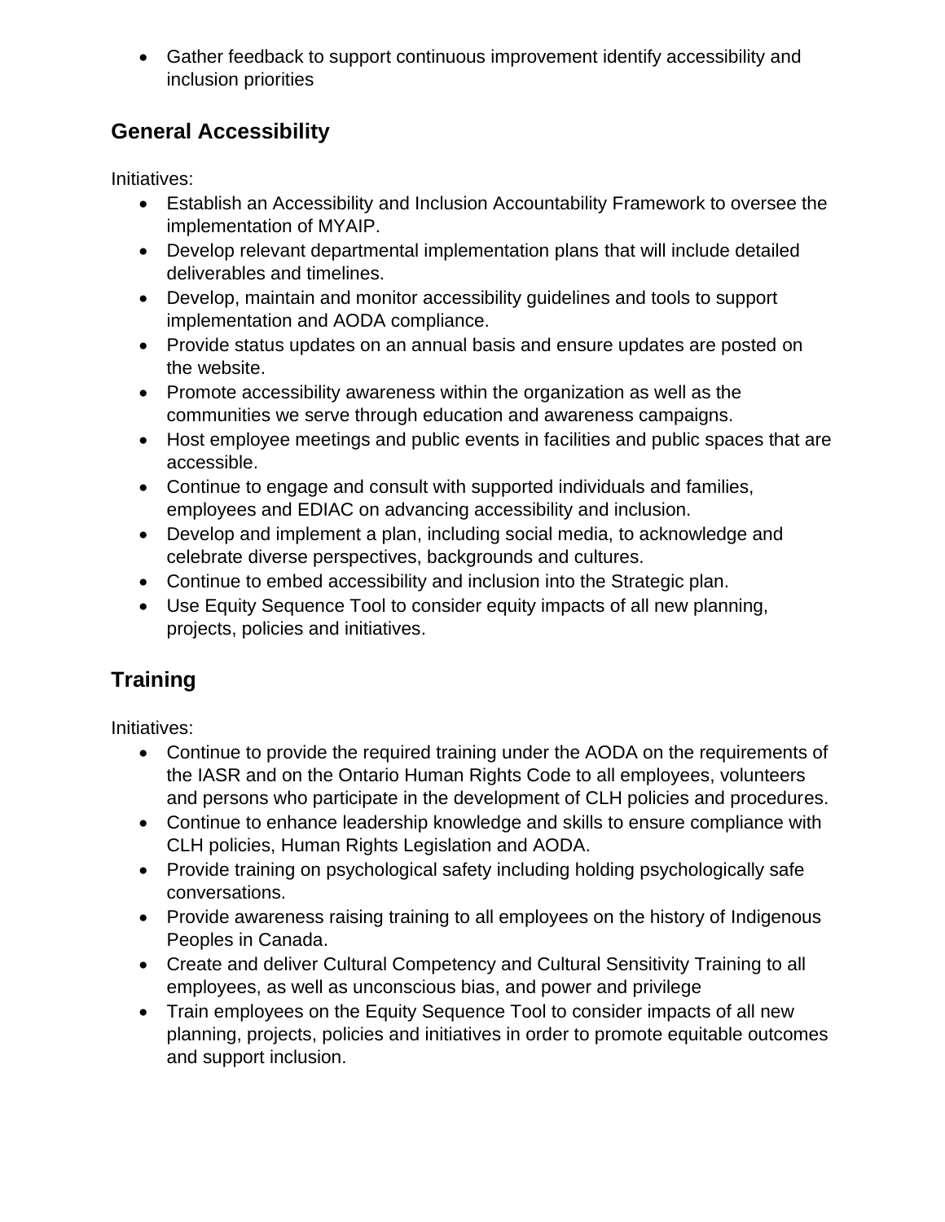- Gather feedback to support continuous improvement identify accessibility and inclusion priorities

## General Accessibility

Initiatives:

- Establish an Accessibility and Inclusion Accountability Framework to oversee the implementation of MYAIP.
- Develop relevant departmental implementation plans that will include detailed deliverables and timelines.
- Develop, maintain and monitor accessibility guidelines and tools to support implementation and AODA compliance.
- Provide status updates on an annual basis and ensure updates are posted on the website.
- Promote accessibility awareness within the organization as well as the communities we serve through education and awareness campaigns.
- Host employee meetings and public events in facilities and public spaces that are accessible.
- Continue to engage and consult with supported individuals and families, employees and EDIAC on advancing accessibility and inclusion.
- Develop and implement a plan, including social media, to acknowledge and celebrate diverse perspectives, backgrounds and cultures.
- Continue to embed accessibility and inclusion into the Strategic plan.
- Use Equity Sequence Tool to consider equity impacts of all new planning, projects, policies and initiatives.

## Training

Initiatives:

- Continue to provide the required training under the AODA on the requirements of the IASR and on the Ontario Human Rights Code to all employees, volunteers and persons who participate in the development of CLH policies and procedures.
- Continue to enhance leadership knowledge and skills to ensure compliance with CLH policies, Human Rights Legislation and AODA.
- Provide training on psychological safety including holding psychologically safe conversations.
- Provide awareness raising training to all employees on the history of Indigenous Peoples in Canada.
- Create and deliver Cultural Competency and Cultural Sensitivity Training to all employees, as well as unconscious bias, and power and privilege
- Train employees on the Equity Sequence Tool to consider impacts of all new planning, projects, policies and initiatives in order to promote equitable outcomes and support inclusion.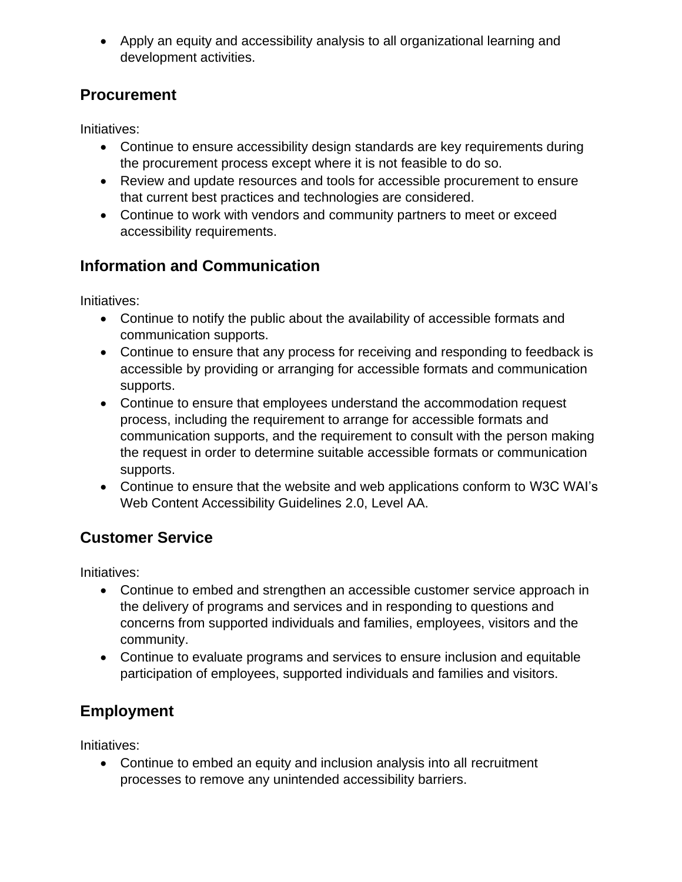- Apply an equity and accessibility analysis to all organizational learning and development activities.

## Procurement

Initiatives:

- Continue to ensure accessibility design standards are key requirements during the procurement process except where it is not feasible to do so.
- Review and update resources and tools for accessible procurement to ensure that current best practices and technologies are considered.
- Continue to work with vendors and community partners to meet or exceed accessibility requirements.

## Information and Communication

Initiatives:

- Continue to notify the public about the availability of accessible formats and communication supports.
- Continue to ensure that any process for receiving and responding to feedback is accessible by providing or arranging for accessible formats and communication supports.
- Continue to ensure that employees understand the accommodation request process, including the requirement to arrange for accessible formats and communication supports, and the requirement to consult with the person making the request in order to determine suitable accessible formats or communication supports.
- Continue to ensure that the website and web applications conform to W3C WAI's Web Content Accessibility Guidelines 2.0, Level AA.

## Customer Service

Initiatives:

- Continue to embed and strengthen an accessible customer service approach in the delivery of programs and services and in responding to questions and concerns from supported individuals and families, employees, visitors and the community.
- Continue to evaluate programs and services to ensure inclusion and equitable participation of employees, supported individuals and families and visitors.

## Employment

Initiatives:

- Continue to embed an equity and inclusion analysis into all recruitment processes to remove any unintended accessibility barriers.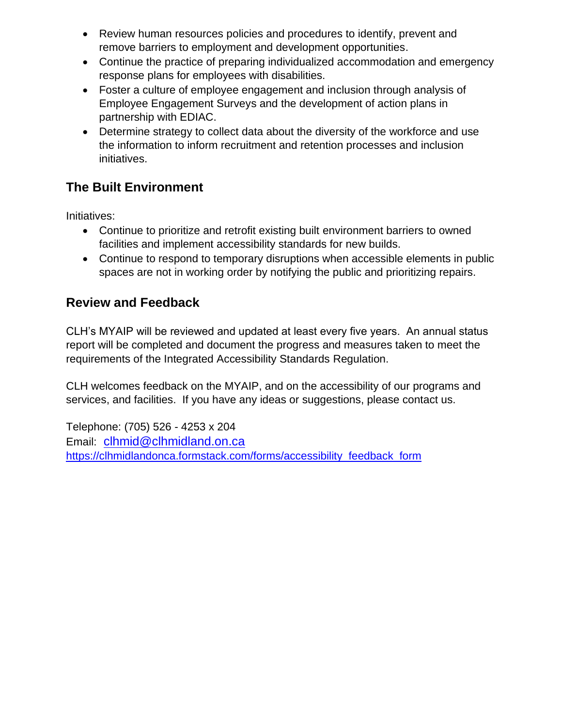- Review human resources policies and procedures to identify, prevent and remove barriers to employment and development opportunities.
- Continue the practice of preparing individualized accommodation and emergency response plans for employees with disabilities.
- Foster a culture of employee engagement and inclusion through analysis of Employee Engagement Surveys and the development of action plans in partnership with EDIAC.
- Determine strategy to collect data about the diversity of the workforce and use the information to inform recruitment and retention processes and inclusion initiatives.

## The Built Environment

Initiatives:

- Continue to prioritize and retrofit existing built environment barriers to owned facilities and implement accessibility standards for new builds.
- Continue to respond to temporary disruptions when accessible elements in public spaces are not in working order by notifying the public and prioritizing repairs.

## Review and Feedback

CLH's MYAIP will be reviewed and updated at least every five years. An annual status report will be completed and document the progress and measures taken to meet the requirements of the Integrated Accessibility Standards Regulation.

CLH welcomes feedback on the MYAIP, and on the accessibility of our programs and services, and facilities. If you have any ideas or suggestions, please contact us.

Telephone: (705) 526 - 4253 x 204
Email: clhmid@clhmidland.on.ca
https://clhmidlandonca.formstack.com/forms/accessibility_feedback_form